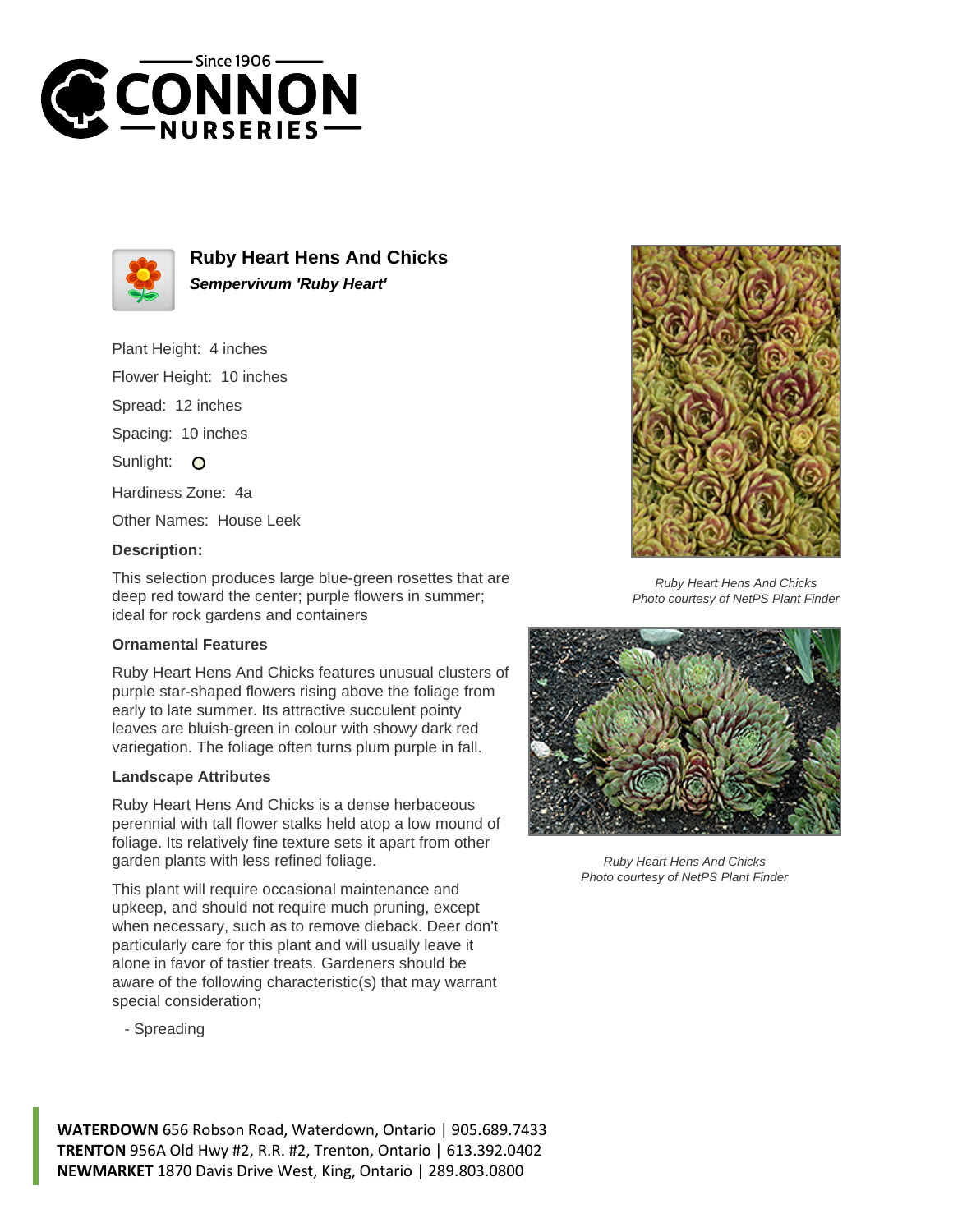# Ruby Heart Hens And Chicks

***Sempervivum 'Ruby Heart'***

Plant Height: 4 inches

Flower Height: 10 inches

Spread: 12 inches

Spacing: 10 inches

Sunlight: O

Hardiness Zone: 4a

Other Names: House Leek

### Description:

This selection produces large blue-green rosettes that are deep red toward the center; purple flowers in summer; ideal for rock gardens and containers

### Ornamental Features

Ruby Heart Hens And Chicks features unusual clusters of purple star-shaped flowers rising above the foliage from early to late summer. Its attractive succulent pointy leaves are bluish-green in colour with showy dark red variegation. The foliage often turns plum purple in fall.

### Landscape Attributes

Ruby Heart Hens And Chicks is a dense herbaceous perennial with tall flower stalks held atop a low mound of foliage. Its relatively fine texture sets it apart from other garden plants with less refined foliage.

This plant will require occasional maintenance and upkeep, and should not require much pruning, except when necessary, such as to remove dieback. Deer don't particularly care for this plant and will usually leave it alone in favor of tastier treats. Gardeners should be aware of the following characteristic(s) that may warrant special consideration;

- Spreading

*Ruby Heart Hens And Chicks*
*Photo courtesy of NetPS Plant Finder*

*Ruby Heart Hens And Chicks*
*Photo courtesy of NetPS Plant Finder*

**WATERDOWN** 656 Robson Road, Waterdown, Ontario | 905.689.7433
**TRENTON** 956A Old Hwy #2, R.R. #2, Trenton, Ontario | 613.392.0402
**NEWMARKET** 1870 Davis Drive West, King, Ontario | 289.803.0800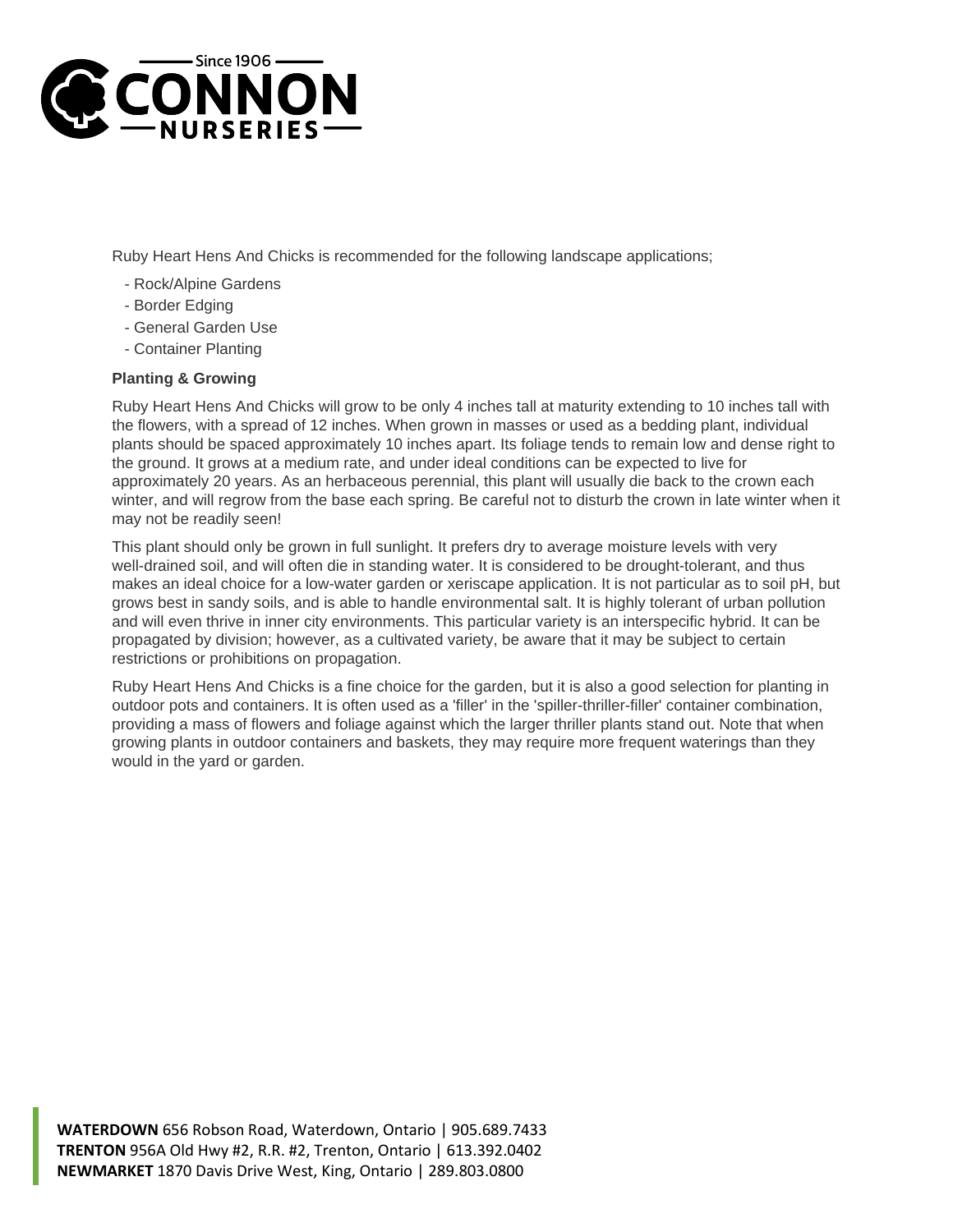Ruby Heart Hens And Chicks is recommended for the following landscape applications;

- Rock/Alpine Gardens
- Border Edging
- General Garden Use
- Container Planting

**Planting & Growing**

Ruby Heart Hens And Chicks will grow to be only 4 inches tall at maturity extending to 10 inches tall with the flowers, with a spread of 12 inches. When grown in masses or used as a bedding plant, individual plants should be spaced approximately 10 inches apart. Its foliage tends to remain low and dense right to the ground. It grows at a medium rate, and under ideal conditions can be expected to live for approximately 20 years. As an herbaceous perennial, this plant will usually die back to the crown each winter, and will regrow from the base each spring. Be careful not to disturb the crown in late winter when it may not be readily seen!

This plant should only be grown in full sunlight. It prefers dry to average moisture levels with very well-drained soil, and will often die in standing water. It is considered to be drought-tolerant, and thus makes an ideal choice for a low-water garden or xeriscape application. It is not particular as to soil pH, but grows best in sandy soils, and is able to handle environmental salt. It is highly tolerant of urban pollution and will even thrive in inner city environments. This particular variety is an interspecific hybrid. It can be propagated by division; however, as a cultivated variety, be aware that it may be subject to certain restrictions or prohibitions on propagation.

Ruby Heart Hens And Chicks is a fine choice for the garden, but it is also a good selection for planting in outdoor pots and containers. It is often used as a 'filler' in the 'spiller-thriller-filler' container combination, providing a mass of flowers and foliage against which the larger thriller plants stand out. Note that when growing plants in outdoor containers and baskets, they may require more frequent waterings than they would in the yard or garden.